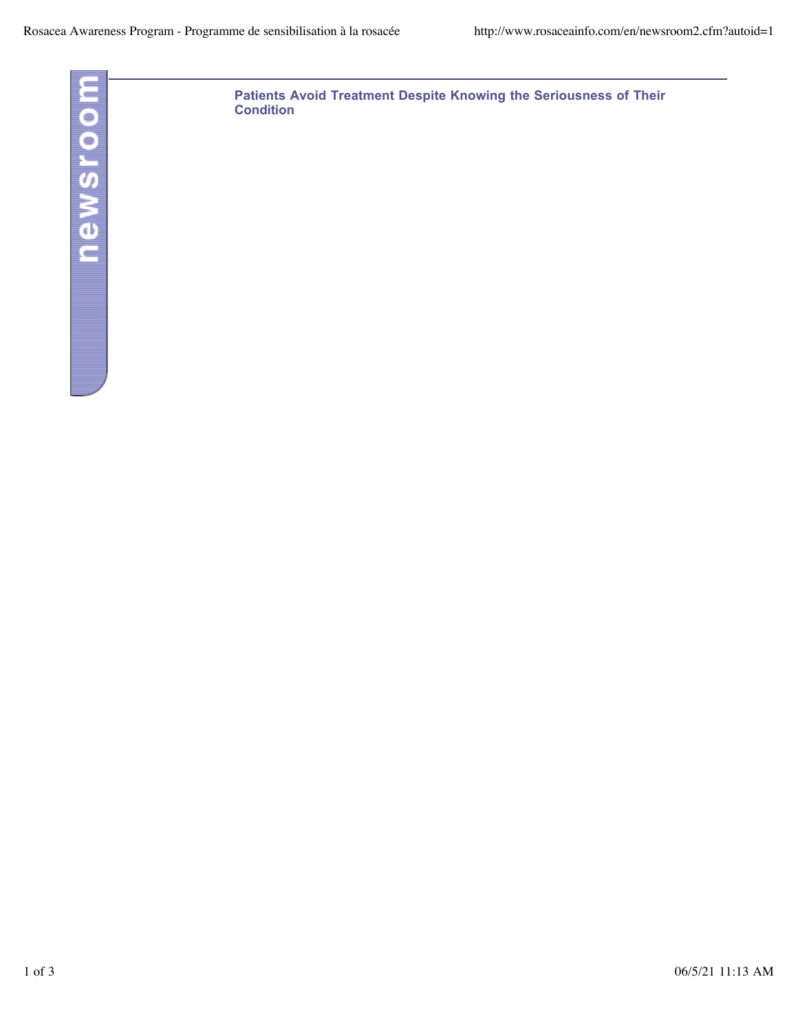newsroom

## Patients Avoid Treatment Despite Knowing the Seriousness of Their Condition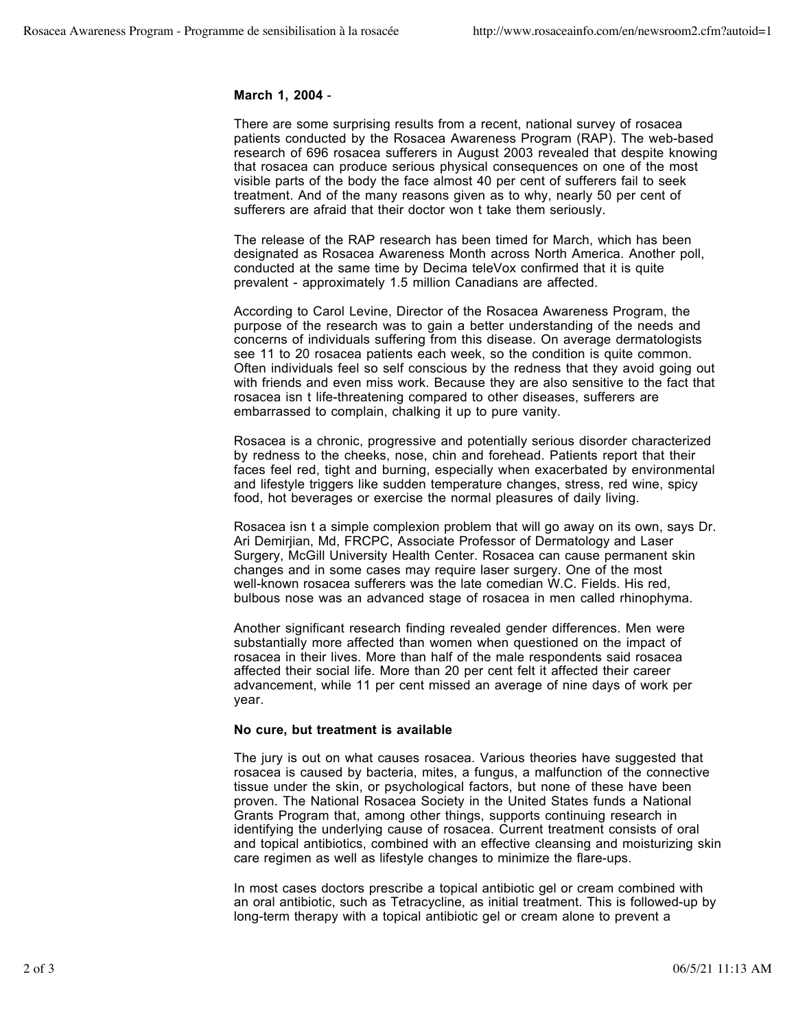**March 1, 2004** -

There are some surprising results from a recent, national survey of rosacea patients conducted by the Rosacea Awareness Program (RAP). The web-based research of 696 rosacea sufferers in August 2003 revealed that despite knowing that rosacea can produce serious physical consequences on one of the most visible parts of the body the face almost 40 per cent of sufferers fail to seek treatment. And of the many reasons given as to why, nearly 50 per cent of sufferers are afraid that their doctor won t take them seriously.

The release of the RAP research has been timed for March, which has been designated as Rosacea Awareness Month across North America. Another poll, conducted at the same time by Decima teleVox confirmed that it is quite prevalent - approximately 1.5 million Canadians are affected.

According to Carol Levine, Director of the Rosacea Awareness Program, the purpose of the research was to gain a better understanding of the needs and concerns of individuals suffering from this disease. On average dermatologists see 11 to 20 rosacea patients each week, so the condition is quite common. Often individuals feel so self conscious by the redness that they avoid going out with friends and even miss work. Because they are also sensitive to the fact that rosacea isn t life-threatening compared to other diseases, sufferers are embarrassed to complain, chalking it up to pure vanity.

Rosacea is a chronic, progressive and potentially serious disorder characterized by redness to the cheeks, nose, chin and forehead. Patients report that their faces feel red, tight and burning, especially when exacerbated by environmental and lifestyle triggers like sudden temperature changes, stress, red wine, spicy food, hot beverages or exercise the normal pleasures of daily living.

Rosacea isn t a simple complexion problem that will go away on its own, says Dr. Ari Demirjian, Md, FRCPC, Associate Professor of Dermatology and Laser Surgery, McGill University Health Center. Rosacea can cause permanent skin changes and in some cases may require laser surgery. One of the most well-known rosacea sufferers was the late comedian W.C. Fields. His red, bulbous nose was an advanced stage of rosacea in men called rhinophyma.

Another significant research finding revealed gender differences. Men were substantially more affected than women when questioned on the impact of rosacea in their lives. More than half of the male respondents said rosacea affected their social life. More than 20 per cent felt it affected their career advancement, while 11 per cent missed an average of nine days of work per year.

**No cure, but treatment is available**

The jury is out on what causes rosacea. Various theories have suggested that rosacea is caused by bacteria, mites, a fungus, a malfunction of the connective tissue under the skin, or psychological factors, but none of these have been proven. The National Rosacea Society in the United States funds a National Grants Program that, among other things, supports continuing research in identifying the underlying cause of rosacea. Current treatment consists of oral and topical antibiotics, combined with an effective cleansing and moisturizing skin care regimen as well as lifestyle changes to minimize the flare-ups.

In most cases doctors prescribe a topical antibiotic gel or cream combined with an oral antibiotic, such as Tetracycline, as initial treatment. This is followed-up by long-term therapy with a topical antibiotic gel or cream alone to prevent a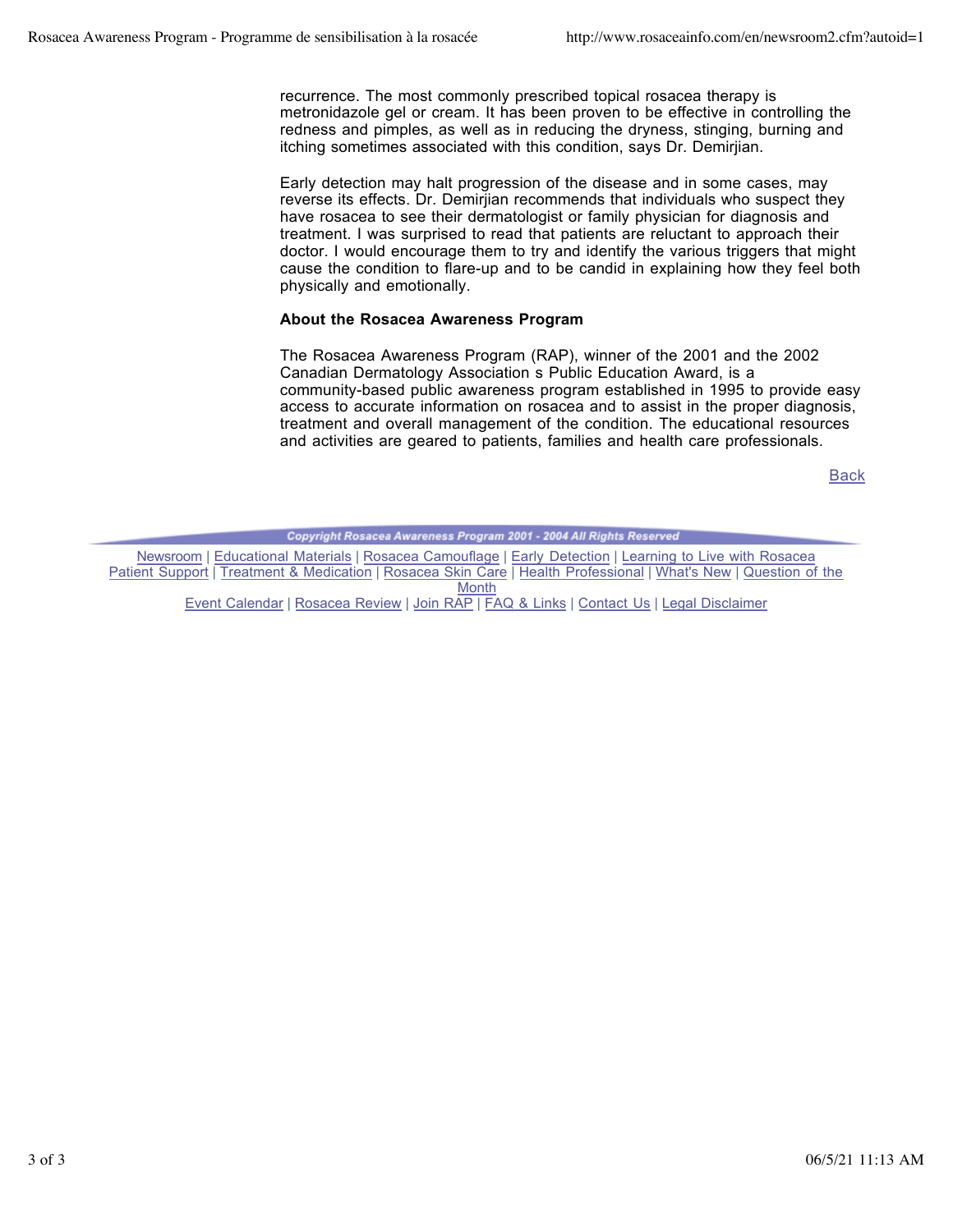recurrence. The most commonly prescribed topical rosacea therapy is metronidazole gel or cream. It has been proven to be effective in controlling the redness and pimples, as well as in reducing the dryness, stinging, burning and itching sometimes associated with this condition, says Dr. Demirjian.

Early detection may halt progression of the disease and in some cases, may reverse its effects. Dr. Demirjian recommends that individuals who suspect they have rosacea to see their dermatologist or family physician for diagnosis and treatment. I was surprised to read that patients are reluctant to approach their doctor. I would encourage them to try and identify the various triggers that might cause the condition to flare-up and to be candid in explaining how they feel both physically and emotionally.

**About the Rosacea Awareness Program**

The Rosacea Awareness Program (RAP), winner of the 2001 and the 2002 Canadian Dermatology Association s Public Education Award, is a community-based public awareness program established in 1995 to provide easy access to accurate information on rosacea and to assist in the proper diagnosis, treatment and overall management of the condition. The educational resources and activities are geared to patients, families and health care professionals.

Back

*Copyright Rosacea Awareness Program 2001 - 2004 All Rights Reserved*

Newsroom | Educational Materials | Rosacea Camouflage | Early Detection | Learning to Live with Rosacea
Patient Support | Treatment & Medication | Rosacea Skin Care | Health Professional | What's New | Question of the Month
Event Calendar | Rosacea Review | Join RAP | FAQ & Links | Contact Us | Legal Disclaimer